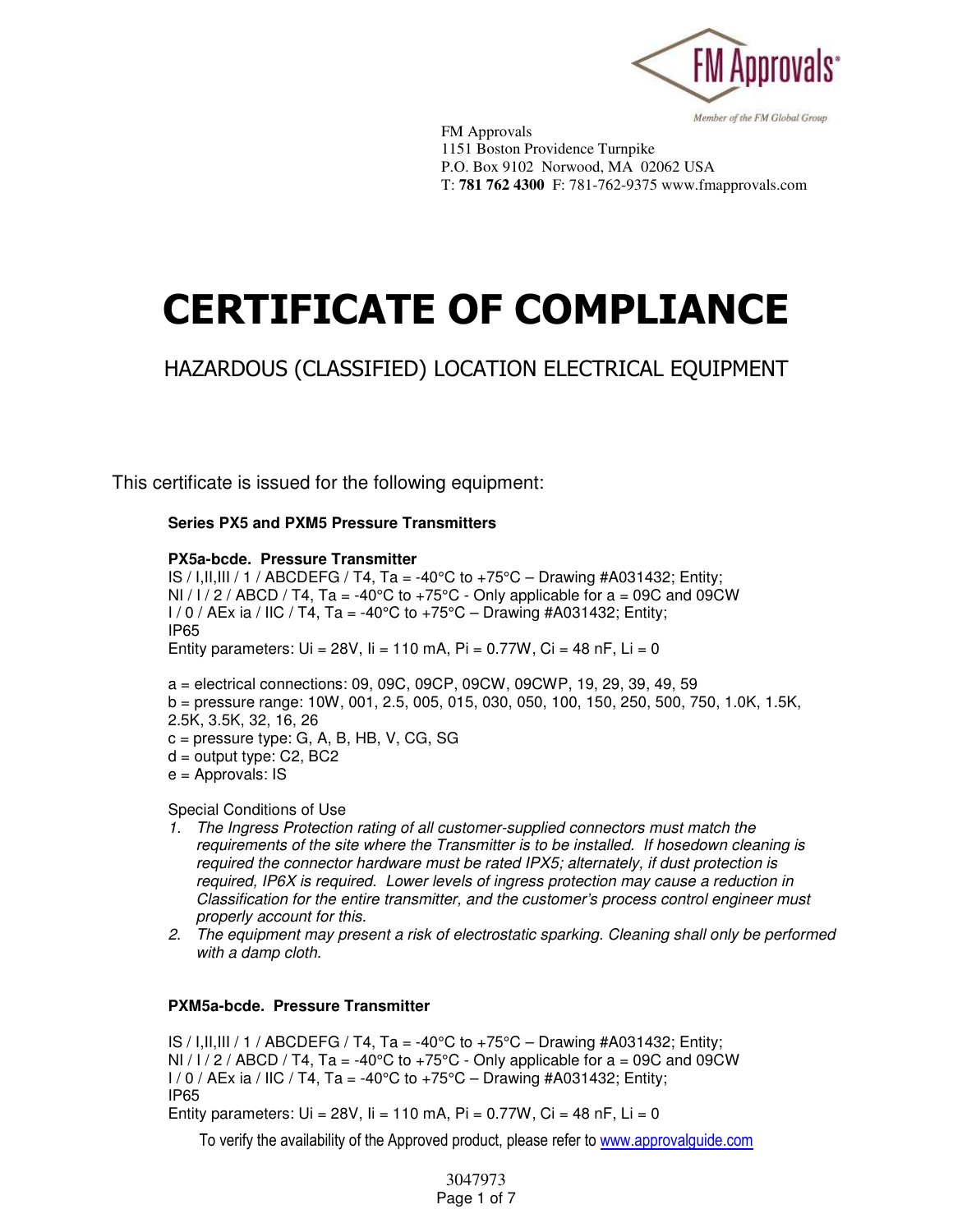FM Approvals
1151 Boston Providence Turnpike
P.O. Box 9102 Norwood, MA 02062 USA
T: **781 762 4300** F: 781-762-9375 www.fmapprovals.com

# CERTIFICATE OF COMPLIANCE

## HAZARDOUS (CLASSIFIED) LOCATION ELECTRICAL EQUIPMENT

This certificate is issued for the following equipment:

**Series PX5 and PXM5 Pressure Transmitters**

**PX5a-bcde. Pressure Transmitter**
IS / I,II,III / 1 / ABCDEFG / T4, Ta = -40°C to +75°C – Drawing #A031432; Entity;
NI / I / 2 / ABCD / T4, Ta = -40°C to +75°C - Only applicable for a = 09C and 09CW
I / 0 / AEx ia / IIC / T4, Ta = -40°C to +75°C – Drawing #A031432; Entity;
IP65
Entity parameters: Ui = 28V, Ii = 110 mA, Pi = 0.77W, Ci = 48 nF, Li = 0

a = electrical connections: 09, 09C, 09CP, 09CW, 09CWP, 19, 29, 39, 49, 59
b = pressure range: 10W, 001, 2.5, 005, 015, 030, 050, 100, 150, 250, 500, 750, 1.0K, 1.5K, 2.5K, 3.5K, 32, 16, 26
c = pressure type: G, A, B, HB, V, CG, SG
d = output type: C2, BC2
e = Approvals: IS

Special Conditions of Use

1. *The Ingress Protection rating of all customer-supplied connectors must match the requirements of the site where the Transmitter is to be installed. If hosedown cleaning is required the connector hardware must be rated IPX5; alternately, if dust protection is required, IP6X is required. Lower levels of ingress protection may cause a reduction in Classification for the entire transmitter, and the customer's process control engineer must properly account for this.*
2. *The equipment may present a risk of electrostatic sparking. Cleaning shall only be performed with a damp cloth.*

**PXM5a-bcde. Pressure Transmitter**

IS / I,II,III / 1 / ABCDEFG / T4, Ta = -40°C to +75°C – Drawing #A031432; Entity;
NI / I / 2 / ABCD / T4, Ta = -40°C to +75°C - Only applicable for a = 09C and 09CW
I / 0 / AEx ia / IIC / T4, Ta = -40°C to +75°C – Drawing #A031432; Entity;
IP65
Entity parameters: Ui = 28V, Ii = 110 mA, Pi = 0.77W, Ci = 48 nF, Li = 0

To verify the availability of the Approved product, please refer to www.approvalguide.com

3047973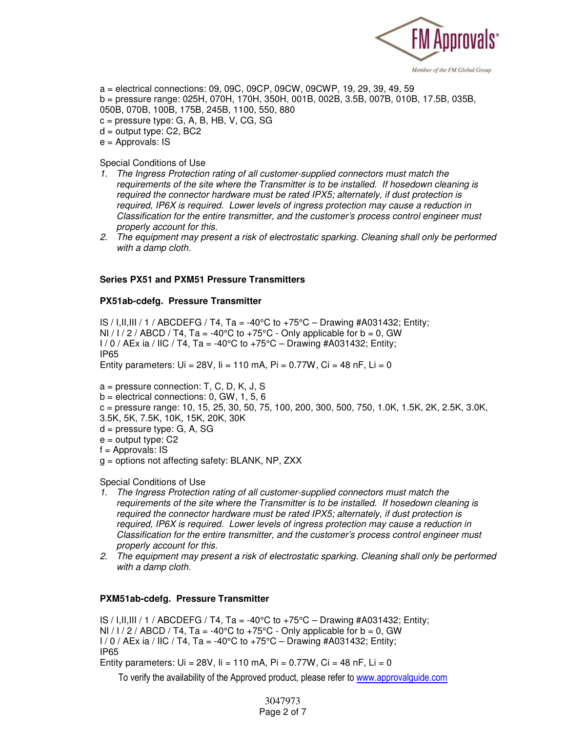a = electrical connections: 09, 09C, 09CP, 09CW, 09CWP, 19, 29, 39, 49, 59
b = pressure range: 025H, 070H, 170H, 350H, 001B, 002B, 3.5B, 007B, 010B, 17.5B, 035B, 050B, 070B, 100B, 175B, 245B, 1100, 550, 880
c = pressure type: G, A, B, HB, V, CG, SG
d = output type: C2, BC2
e = Approvals: IS

Special Conditions of Use

1. *The Ingress Protection rating of all customer-supplied connectors must match the requirements of the site where the Transmitter is to be installed. If hosedown cleaning is required the connector hardware must be rated IPX5; alternately, if dust protection is required, IP6X is required. Lower levels of ingress protection may cause a reduction in Classification for the entire transmitter, and the customer's process control engineer must properly account for this.*
2. *The equipment may present a risk of electrostatic sparking. Cleaning shall only be performed with a damp cloth.*

**Series PX51 and PXM51 Pressure Transmitters**

**PX51ab-cdefg. Pressure Transmitter**

IS / I,II,III / 1 / ABCDEFG / T4, Ta = -40°C to +75°C – Drawing #A031432; Entity;
NI / I / 2 / ABCD / T4, Ta = -40°C to +75°C - Only applicable for b = 0, GW
I / 0 / AEx ia / IIC / T4, Ta = -40°C to +75°C – Drawing #A031432; Entity;
IP65
Entity parameters: Ui = 28V, Ii = 110 mA, Pi = 0.77W, Ci = 48 nF, Li = 0

a = pressure connection: T, C, D, K, J, S
b = electrical connections: 0, GW, 1, 5, 6
c = pressure range: 10, 15, 25, 30, 50, 75, 100, 200, 300, 500, 750, 1.0K, 1.5K, 2K, 2.5K, 3.0K, 3.5K, 5K, 7.5K, 10K, 15K, 20K, 30K
d = pressure type: G, A, SG
e = output type: C2
f = Approvals: IS
g = options not affecting safety: BLANK, NP, ZXX

Special Conditions of Use

1. *The Ingress Protection rating of all customer-supplied connectors must match the requirements of the site where the Transmitter is to be installed. If hosedown cleaning is required the connector hardware must be rated IPX5; alternately, if dust protection is required, IP6X is required. Lower levels of ingress protection may cause a reduction in Classification for the entire transmitter, and the customer's process control engineer must properly account for this.*
2. *The equipment may present a risk of electrostatic sparking. Cleaning shall only be performed with a damp cloth.*

**PXM51ab-cdefg. Pressure Transmitter**

IS / I,II,III / 1 / ABCDEFG / T4, Ta = -40°C to +75°C – Drawing #A031432; Entity;
NI / I / 2 / ABCD / T4, Ta = -40°C to +75°C - Only applicable for b = 0, GW
I / 0 / AEx ia / IIC / T4, Ta = -40°C to +75°C – Drawing #A031432; Entity;
IP65
Entity parameters: Ui = 28V, Ii = 110 mA, Pi = 0.77W, Ci = 48 nF, Li = 0

To verify the availability of the Approved product, please refer to www.approvalguide.com

3047973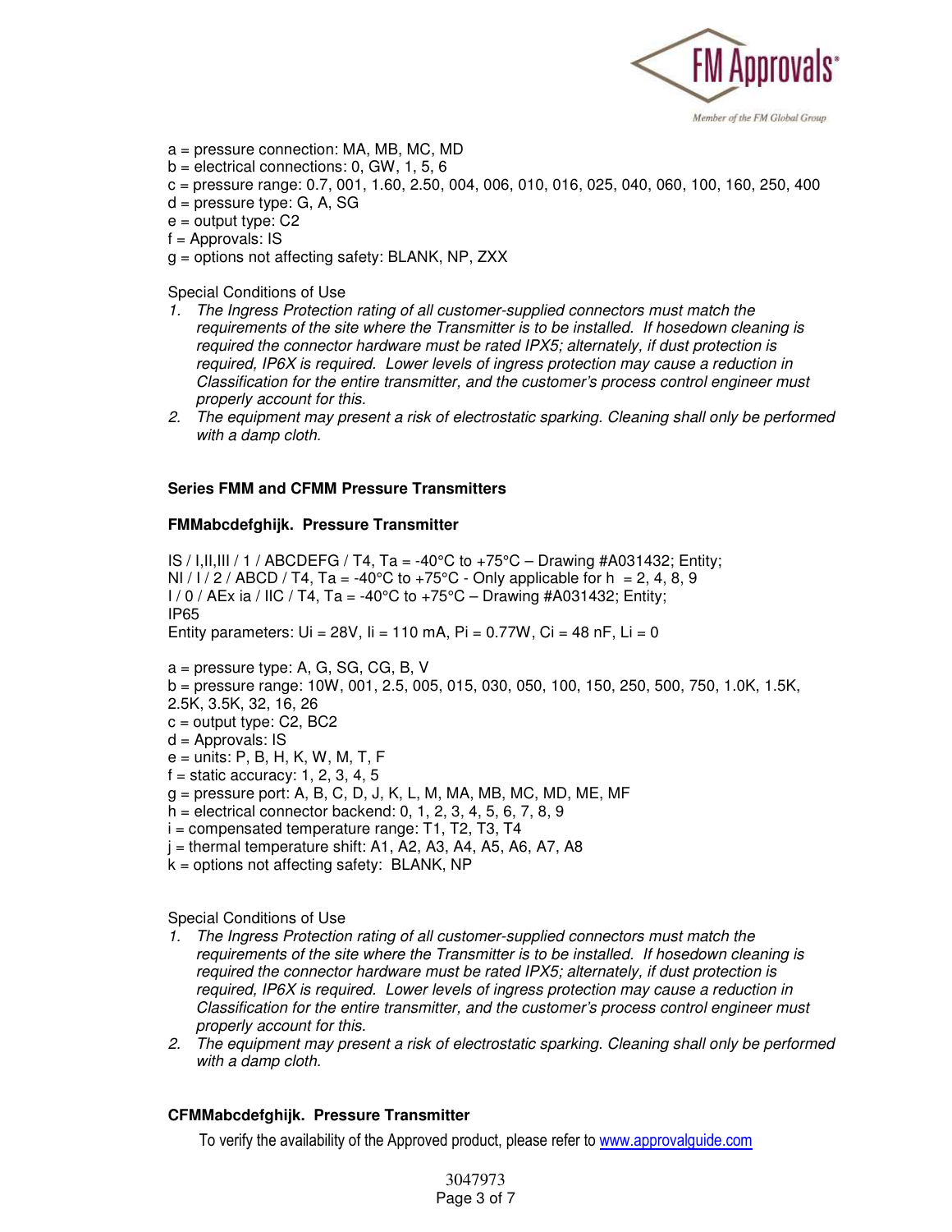a = pressure connection: MA, MB, MC, MD
b = electrical connections: 0, GW, 1, 5, 6
c = pressure range: 0.7, 001, 1.60, 2.50, 004, 006, 010, 016, 025, 040, 060, 100, 160, 250, 400
d = pressure type: G, A, SG
e = output type: C2
f = Approvals: IS
g = options not affecting safety: BLANK, NP, ZXX

Special Conditions of Use

1. *The Ingress Protection rating of all customer-supplied connectors must match the requirements of the site where the Transmitter is to be installed. If hosedown cleaning is required the connector hardware must be rated IPX5; alternately, if dust protection is required, IP6X is required. Lower levels of ingress protection may cause a reduction in Classification for the entire transmitter, and the customer's process control engineer must properly account for this.*
2. *The equipment may present a risk of electrostatic sparking. Cleaning shall only be performed with a damp cloth.*

**Series FMM and CFMM Pressure Transmitters**

**FMMabcdefghijk. Pressure Transmitter**

IS / I,II,III / 1 / ABCDEFG / T4, Ta = -40°C to +75°C – Drawing #A031432; Entity;
NI / I / 2 / ABCD / T4, Ta = -40°C to +75°C - Only applicable for h = 2, 4, 8, 9
I / 0 / AEx ia / IIC / T4, Ta = -40°C to +75°C – Drawing #A031432; Entity;
IP65
Entity parameters: Ui = 28V, Ii = 110 mA, Pi = 0.77W, Ci = 48 nF, Li = 0

a = pressure type: A, G, SG, CG, B, V
b = pressure range: 10W, 001, 2.5, 005, 015, 030, 050, 100, 150, 250, 500, 750, 1.0K, 1.5K, 2.5K, 3.5K, 32, 16, 26
c = output type: C2, BC2
d = Approvals: IS
e = units: P, B, H, K, W, M, T, F
f = static accuracy: 1, 2, 3, 4, 5
g = pressure port: A, B, C, D, J, K, L, M, MA, MB, MC, MD, ME, MF
h = electrical connector backend: 0, 1, 2, 3, 4, 5, 6, 7, 8, 9
i = compensated temperature range: T1, T2, T3, T4
j = thermal temperature shift: A1, A2, A3, A4, A5, A6, A7, A8
k = options not affecting safety: BLANK, NP

Special Conditions of Use

1. *The Ingress Protection rating of all customer-supplied connectors must match the requirements of the site where the Transmitter is to be installed. If hosedown cleaning is required the connector hardware must be rated IPX5; alternately, if dust protection is required, IP6X is required. Lower levels of ingress protection may cause a reduction in Classification for the entire transmitter, and the customer's process control engineer must properly account for this.*
2. *The equipment may present a risk of electrostatic sparking. Cleaning shall only be performed with a damp cloth.*

**CFMMabcdefghijk. Pressure Transmitter**

To verify the availability of the Approved product, please refer to www.approvalguide.com

3047973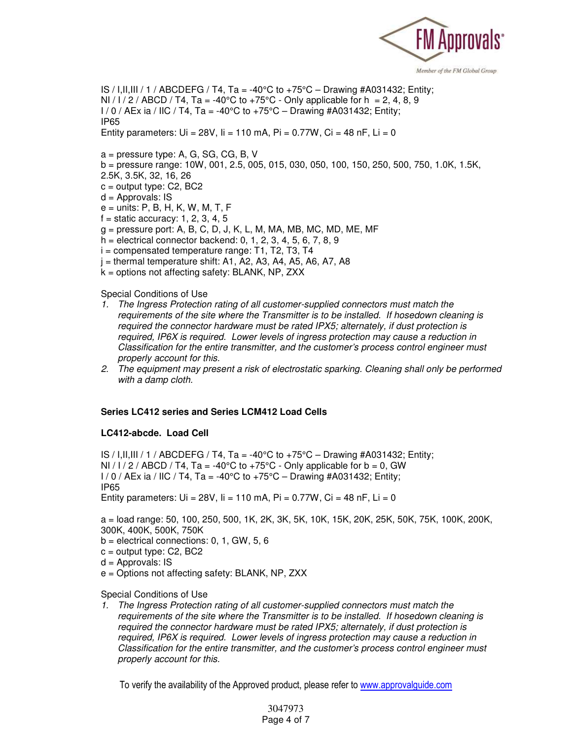IS / I,II,III / 1 / ABCDEFG / T4, Ta = -40°C to +75°C – Drawing #A031432; Entity;
NI / I / 2 / ABCD / T4, Ta = -40°C to +75°C - Only applicable for h = 2, 4, 8, 9
I / 0 / AEx ia / IIC / T4, Ta = -40°C to +75°C – Drawing #A031432; Entity;
IP65
Entity parameters: Ui = 28V, Ii = 110 mA, Pi = 0.77W, Ci = 48 nF, Li = 0

a = pressure type: A, G, SG, CG, B, V
b = pressure range: 10W, 001, 2.5, 005, 015, 030, 050, 100, 150, 250, 500, 750, 1.0K, 1.5K, 2.5K, 3.5K, 32, 16, 26
c = output type: C2, BC2
d = Approvals: IS
e = units: P, B, H, K, W, M, T, F
f = static accuracy: 1, 2, 3, 4, 5
g = pressure port: A, B, C, D, J, K, L, M, MA, MB, MC, MD, ME, MF
h = electrical connector backend: 0, 1, 2, 3, 4, 5, 6, 7, 8, 9
i = compensated temperature range: T1, T2, T3, T4
j = thermal temperature shift: A1, A2, A3, A4, A5, A6, A7, A8
k = options not affecting safety: BLANK, NP, ZXX

Special Conditions of Use

1. *The Ingress Protection rating of all customer-supplied connectors must match the requirements of the site where the Transmitter is to be installed. If hosedown cleaning is required the connector hardware must be rated IPX5; alternately, if dust protection is required, IP6X is required. Lower levels of ingress protection may cause a reduction in Classification for the entire transmitter, and the customer's process control engineer must properly account for this.*
2. *The equipment may present a risk of electrostatic sparking. Cleaning shall only be performed with a damp cloth.*

**Series LC412 series and Series LCM412 Load Cells**

**LC412-abcde. Load Cell**

IS / I,II,III / 1 / ABCDEFG / T4, Ta = -40°C to +75°C – Drawing #A031432; Entity;
NI / I / 2 / ABCD / T4, Ta = -40°C to +75°C - Only applicable for b = 0, GW
I / 0 / AEx ia / IIC / T4, Ta = -40°C to +75°C – Drawing #A031432; Entity;
IP65
Entity parameters: Ui = 28V, Ii = 110 mA, Pi = 0.77W, Ci = 48 nF, Li = 0

a = load range: 50, 100, 250, 500, 1K, 2K, 3K, 5K, 10K, 15K, 20K, 25K, 50K, 75K, 100K, 200K, 300K, 400K, 500K, 750K
b = electrical connections: 0, 1, GW, 5, 6
c = output type: C2, BC2
d = Approvals: IS
e = Options not affecting safety: BLANK, NP, ZXX

Special Conditions of Use

1. *The Ingress Protection rating of all customer-supplied connectors must match the requirements of the site where the Transmitter is to be installed. If hosedown cleaning is required the connector hardware must be rated IPX5; alternately, if dust protection is required, IP6X is required. Lower levels of ingress protection may cause a reduction in Classification for the entire transmitter, and the customer's process control engineer must properly account for this.*

To verify the availability of the Approved product, please refer to www.approvalguide.com

3047973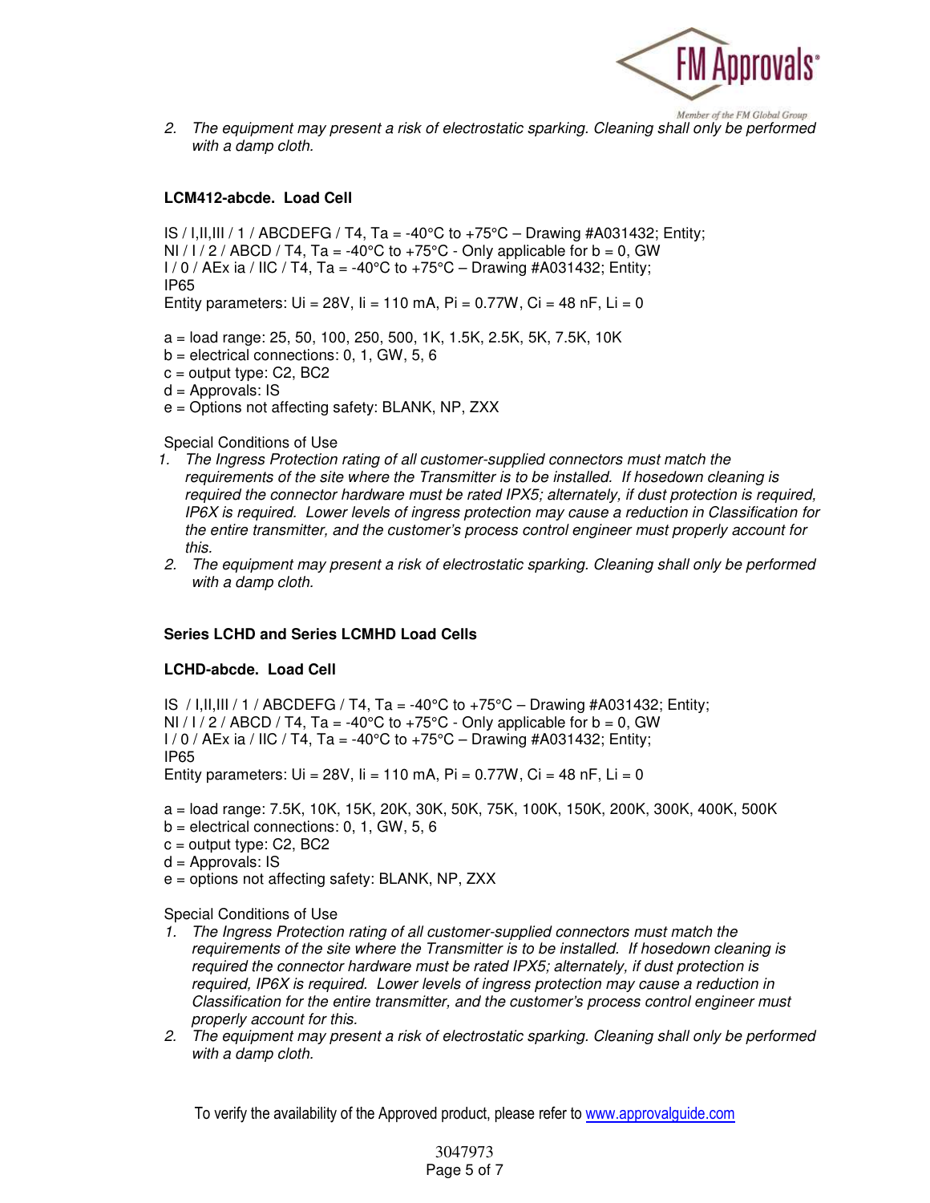2. *The equipment may present a risk of electrostatic sparking. Cleaning shall only be performed with a damp cloth.*

**LCM412-abcde. Load Cell**

IS / I,II,III / 1 / ABCDEFG / T4, Ta = -40°C to +75°C – Drawing #A031432; Entity;
NI / I / 2 / ABCD / T4, Ta = -40°C to +75°C - Only applicable for b = 0, GW
I / 0 / AEx ia / IIC / T4, Ta = -40°C to +75°C – Drawing #A031432; Entity;
IP65
Entity parameters: Ui = 28V, Ii = 110 mA, Pi = 0.77W, Ci = 48 nF, Li = 0

a = load range: 25, 50, 100, 250, 500, 1K, 1.5K, 2.5K, 5K, 7.5K, 10K
b = electrical connections: 0, 1, GW, 5, 6
c = output type: C2, BC2
d = Approvals: IS
e = Options not affecting safety: BLANK, NP, ZXX

Special Conditions of Use

1. *The Ingress Protection rating of all customer-supplied connectors must match the requirements of the site where the Transmitter is to be installed. If hosedown cleaning is required the connector hardware must be rated IPX5; alternately, if dust protection is required, IP6X is required. Lower levels of ingress protection may cause a reduction in Classification for the entire transmitter, and the customer's process control engineer must properly account for this.*
2. *The equipment may present a risk of electrostatic sparking. Cleaning shall only be performed with a damp cloth.*

**Series LCHD and Series LCMHD Load Cells**

**LCHD-abcde. Load Cell**

IS / I,II,III / 1 / ABCDEFG / T4, Ta = -40°C to +75°C – Drawing #A031432; Entity;
NI / I / 2 / ABCD / T4, Ta = -40°C to +75°C - Only applicable for b = 0, GW
I / 0 / AEx ia / IIC / T4, Ta = -40°C to +75°C – Drawing #A031432; Entity;
IP65
Entity parameters: Ui = 28V, Ii = 110 mA, Pi = 0.77W, Ci = 48 nF, Li = 0

a = load range: 7.5K, 10K, 15K, 20K, 30K, 50K, 75K, 100K, 150K, 200K, 300K, 400K, 500K
b = electrical connections: 0, 1, GW, 5, 6
c = output type: C2, BC2
d = Approvals: IS
e = options not affecting safety: BLANK, NP, ZXX

Special Conditions of Use

1. *The Ingress Protection rating of all customer-supplied connectors must match the requirements of the site where the Transmitter is to be installed. If hosedown cleaning is required the connector hardware must be rated IPX5; alternately, if dust protection is required, IP6X is required. Lower levels of ingress protection may cause a reduction in Classification for the entire transmitter, and the customer's process control engineer must properly account for this.*
2. *The equipment may present a risk of electrostatic sparking. Cleaning shall only be performed with a damp cloth.*

To verify the availability of the Approved product, please refer to www.approvalguide.com

3047973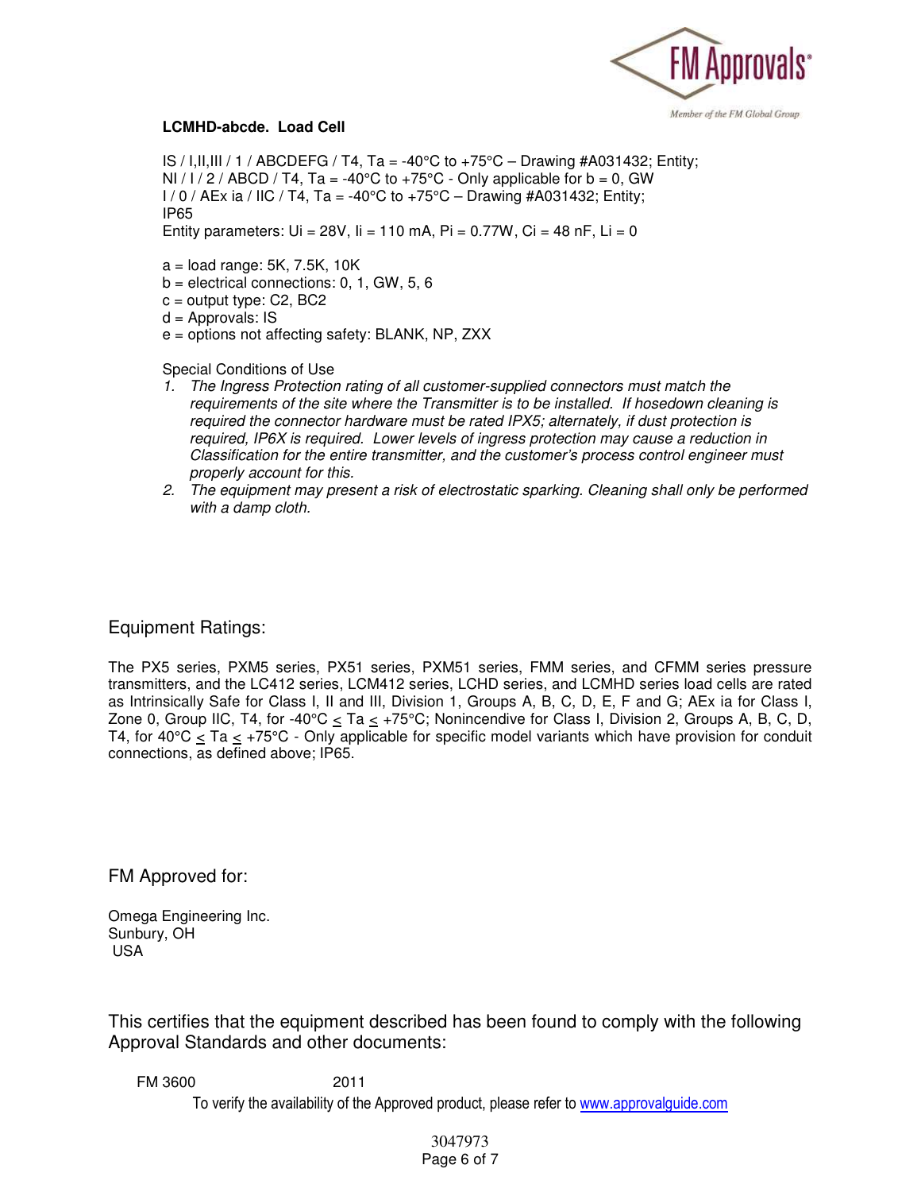**LCMHD-abcde. Load Cell**

IS / I,II,III / 1 / ABCDEFG / T4, Ta = -40°C to +75°C – Drawing #A031432; Entity;
NI / I / 2 / ABCD / T4, Ta = -40°C to +75°C - Only applicable for b = 0, GW
I / 0 / AEx ia / IIC / T4, Ta = -40°C to +75°C – Drawing #A031432; Entity;
IP65
Entity parameters: Ui = 28V, Ii = 110 mA, Pi = 0.77W, Ci = 48 nF, Li = 0

a = load range: 5K, 7.5K, 10K
b = electrical connections: 0, 1, GW, 5, 6
c = output type: C2, BC2
d = Approvals: IS
e = options not affecting safety: BLANK, NP, ZXX

Special Conditions of Use

1. *The Ingress Protection rating of all customer-supplied connectors must match the requirements of the site where the Transmitter is to be installed. If hosedown cleaning is required the connector hardware must be rated IPX5; alternately, if dust protection is required, IP6X is required. Lower levels of ingress protection may cause a reduction in Classification for the entire transmitter, and the customer's process control engineer must properly account for this.*
2. *The equipment may present a risk of electrostatic sparking. Cleaning shall only be performed with a damp cloth.*

## Equipment Ratings:

The PX5 series, PXM5 series, PX51 series, PXM51 series, FMM series, and CFMM series pressure transmitters, and the LC412 series, LCM412 series, LCHD series, and LCMHD series load cells are rated as Intrinsically Safe for Class I, II and III, Division 1, Groups A, B, C, D, E, F and G; AEx ia for Class I, Zone 0, Group IIC, T4, for -40°C ≤ Ta ≤ +75°C; Nonincendive for Class I, Division 2, Groups A, B, C, D, T4, for 40°C ≤ Ta ≤ +75°C - Only applicable for specific model variants which have provision for conduit connections, as defined above; IP65.

## FM Approved for:

Omega Engineering Inc.
Sunbury, OH
USA

## This certifies that the equipment described has been found to comply with the following Approval Standards and other documents:

FM 3600 2011

To verify the availability of the Approved product, please refer to www.approvalguide.com

3047973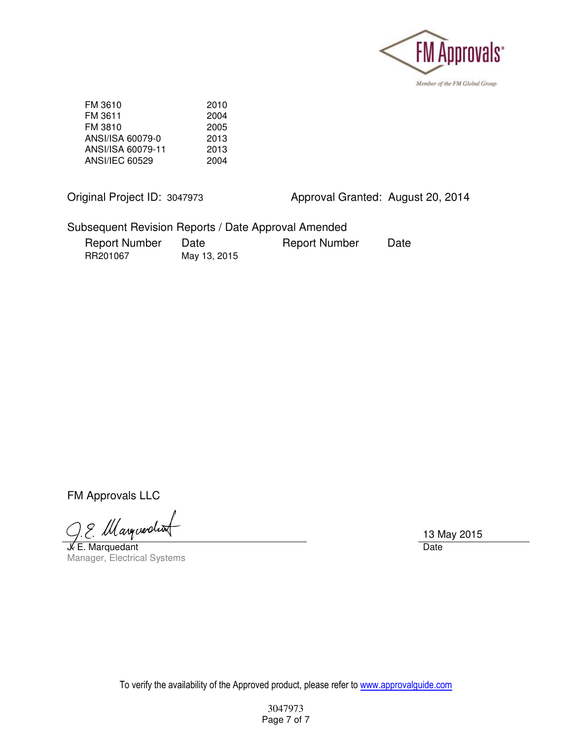FM Approvals

*Member of the FM Global Group*

| | |
|---|---|
| FM 3610 | 2010 |
| FM 3611 | 2004 |
| FM 3810 | 2005 |
| ANSI/ISA 60079-0 | 2013 |
| ANSI/ISA 60079-11 | 2013 |
| ANSI/IEC 60529 | 2004 |

Original Project ID: 3047973 Approval Granted: August 20, 2014

Subsequent Revision Reports / Date Approval Amended

| Report Number | Date | Report Number | Date |
|---|---|---|---|
| RR201067 | May 13, 2015 | | |

FM Approvals LLC

J. E. Marquedant
Manager, Electrical Systems

13 May 2015
Date

To verify the availability of the Approved product, please refer to www.approvalguide.com

3047973